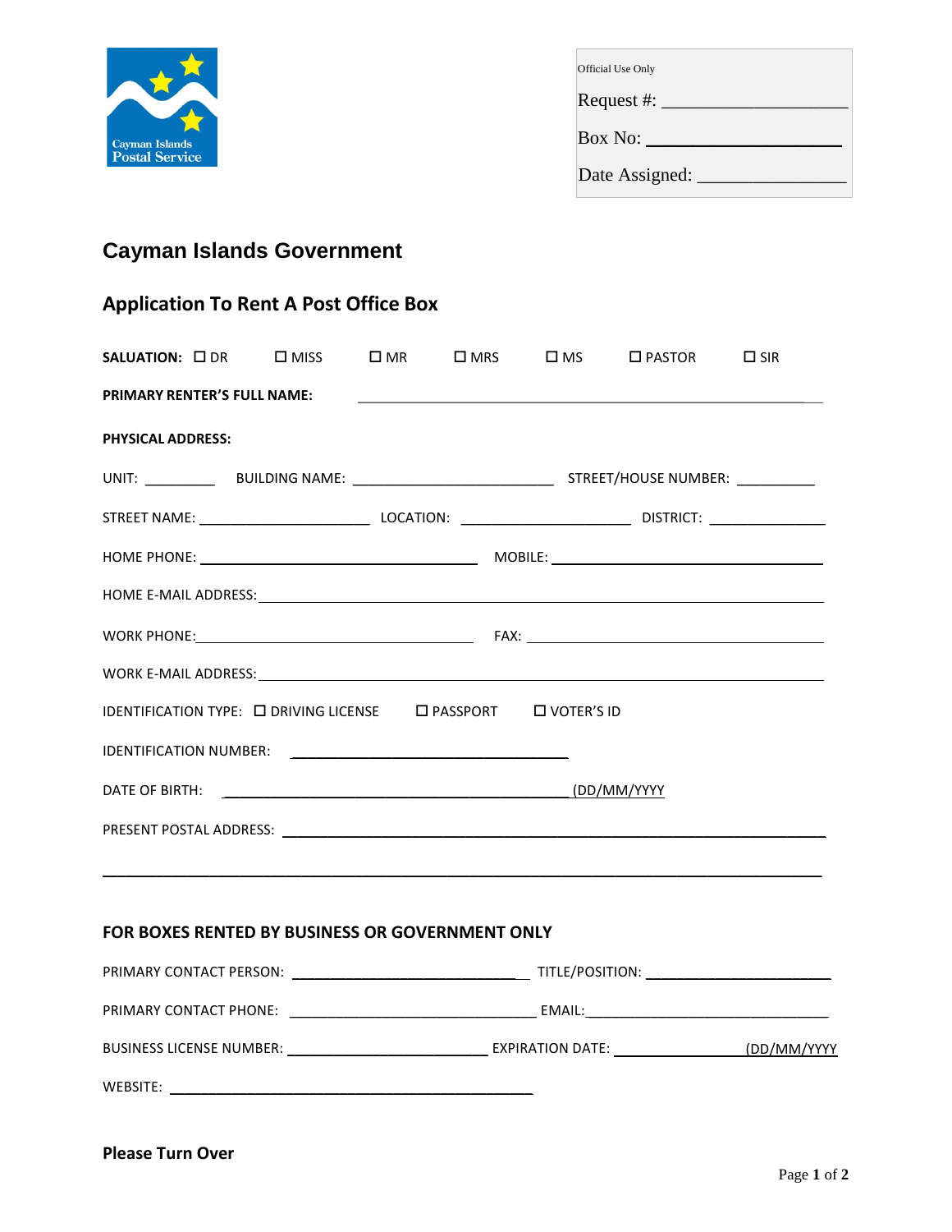Official Use Only

Request #: ____________________

Box No: ____________________

Date Assigned: ________________

## Cayman Islands Government

### Application To Rent A Post Office Box

**SALUTATION:** ☐ DR ☐ MISS ☐ MR ☐ MRS ☐ MS ☐ PASTOR ☐ SIR

**PRIMARY RENTER'S FULL NAME:** ______________________________________________

**PHYSICAL ADDRESS:**

UNIT: _________ BUILDING NAME: _________________________ STREET/HOUSE NUMBER: __________

STREET NAME: ______________________ LOCATION: ______________________ DISTRICT: _______________

HOME PHONE: ___________________________________ MOBILE: _____________________________________

HOME E-MAIL ADDRESS: _______________________________________________________________________

WORK PHONE: ___________________________________ FAX: ________________________________________

WORK E-MAIL ADDRESS: _______________________________________________________________________

IDENTIFICATION TYPE: ☐ DRIVING LICENSE ☐ PASSPORT ☐ VOTER'S ID

IDENTIFICATION NUMBER: ___________________________________

DATE OF BIRTH: ____________________________________________(DD/MM/YYYY

PRESENT POSTAL ADDRESS: ____________________________________________________________________

_____________________________________________________________________________________________

### FOR BOXES RENTED BY BUSINESS OR GOVERNMENT ONLY

PRIMARY CONTACT PERSON: ______________________________ TITLE/POSITION: _________________________

PRIMARY CONTACT PHONE: _______________________________ EMAIL: _________________________________

BUSINESS LICENSE NUMBER: _________________________ EXPIRATION DATE: ________________(DD/MM/YYYY

WEBSITE: ______________________________________________

**Please Turn Over**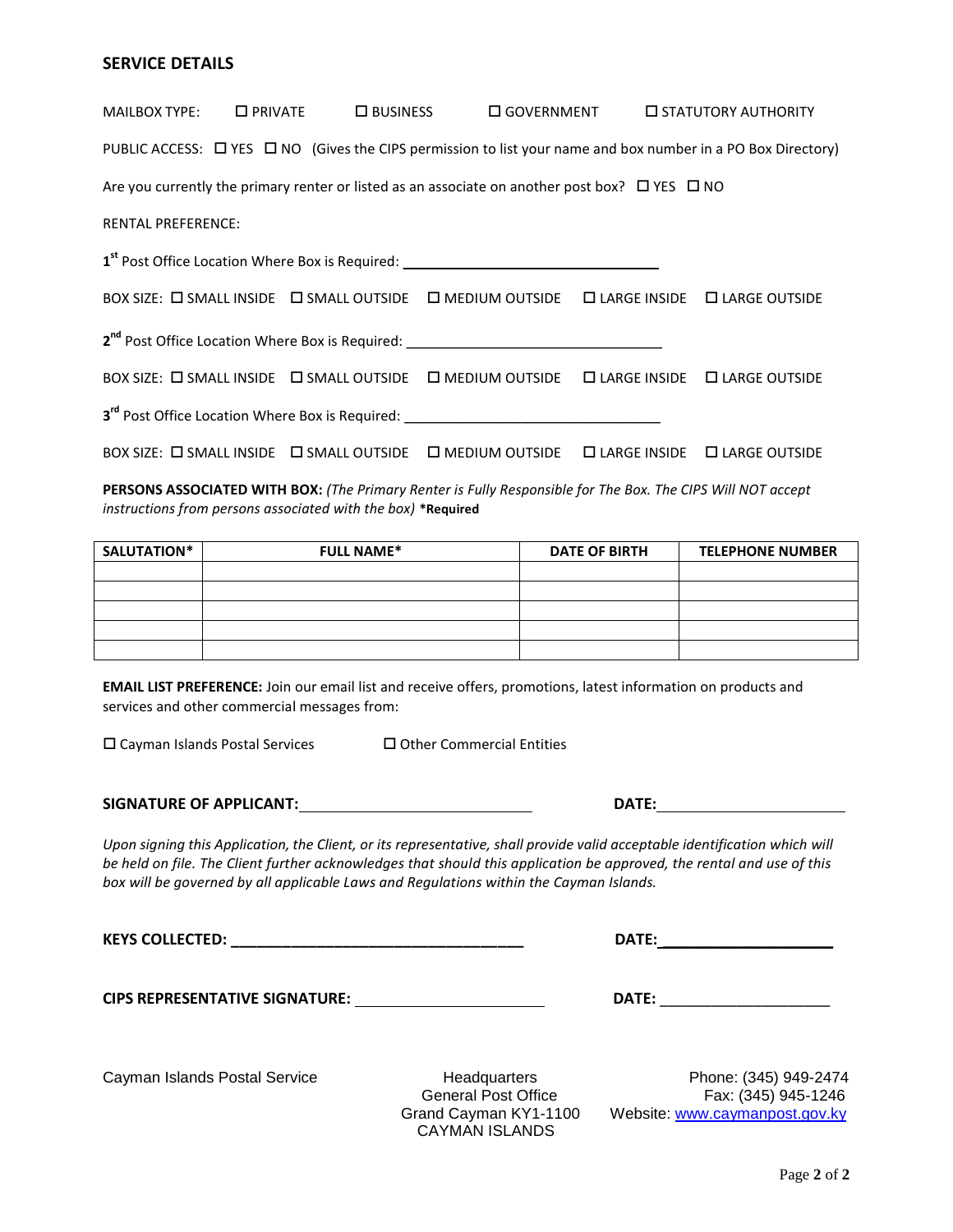## SERVICE DETAILS

MAILBOX TYPE: ☐ PRIVATE ☐ BUSINESS ☐ GOVERNMENT ☐ STATUTORY AUTHORITY

PUBLIC ACCESS: ☐ YES ☐ NO (Gives the CIPS permission to list your name and box number in a PO Box Directory)

Are you currently the primary renter or listed as an associate on another post box? ☐ YES ☐ NO

RENTAL PREFERENCE:

**1st** Post Office Location Where Box is Required: ______________________________

BOX SIZE: ☐ SMALL INSIDE ☐ SMALL OUTSIDE ☐ MEDIUM OUTSIDE ☐ LARGE INSIDE ☐ LARGE OUTSIDE

**2nd** Post Office Location Where Box is Required: ______________________________

BOX SIZE: ☐ SMALL INSIDE ☐ SMALL OUTSIDE ☐ MEDIUM OUTSIDE ☐ LARGE INSIDE ☐ LARGE OUTSIDE

**3rd** Post Office Location Where Box is Required: ______________________________

BOX SIZE: ☐ SMALL INSIDE ☐ SMALL OUTSIDE ☐ MEDIUM OUTSIDE ☐ LARGE INSIDE ☐ LARGE OUTSIDE

**PERSONS ASSOCIATED WITH BOX:** *(The Primary Renter is Fully Responsible for The Box. The CIPS Will NOT accept instructions from persons associated with the box)* **\*Required**

| SALUTATION* | FULL NAME* | DATE OF BIRTH | TELEPHONE NUMBER |
|---|---|---|---|
| | | | |
| | | | |
| | | | |
| | | | |
| | | | |

**EMAIL LIST PREFERENCE:** Join our email list and receive offers, promotions, latest information on products and services and other commercial messages from:

☐ Cayman Islands Postal Services ☐ Other Commercial Entities

**SIGNATURE OF APPLICANT:** ______________________________ **DATE:** ____________________

*Upon signing this Application, the Client, or its representative, shall provide valid acceptable identification which will be held on file. The Client further acknowledges that should this application be approved, the rental and use of this box will be governed by all applicable Laws and Regulations within the Cayman Islands.*

**KEYS COLLECTED:** ______________________________ **DATE:** ____________________

**CIPS REPRESENTATIVE SIGNATURE:** ______________________________ **DATE:** ____________________

Cayman Islands Postal Service

Headquarters
General Post Office
Grand Cayman KY1-1100
CAYMAN ISLANDS

Phone: (345) 949-2474
Fax: (345) 945-1246
Website: www.caymanpost.gov.ky